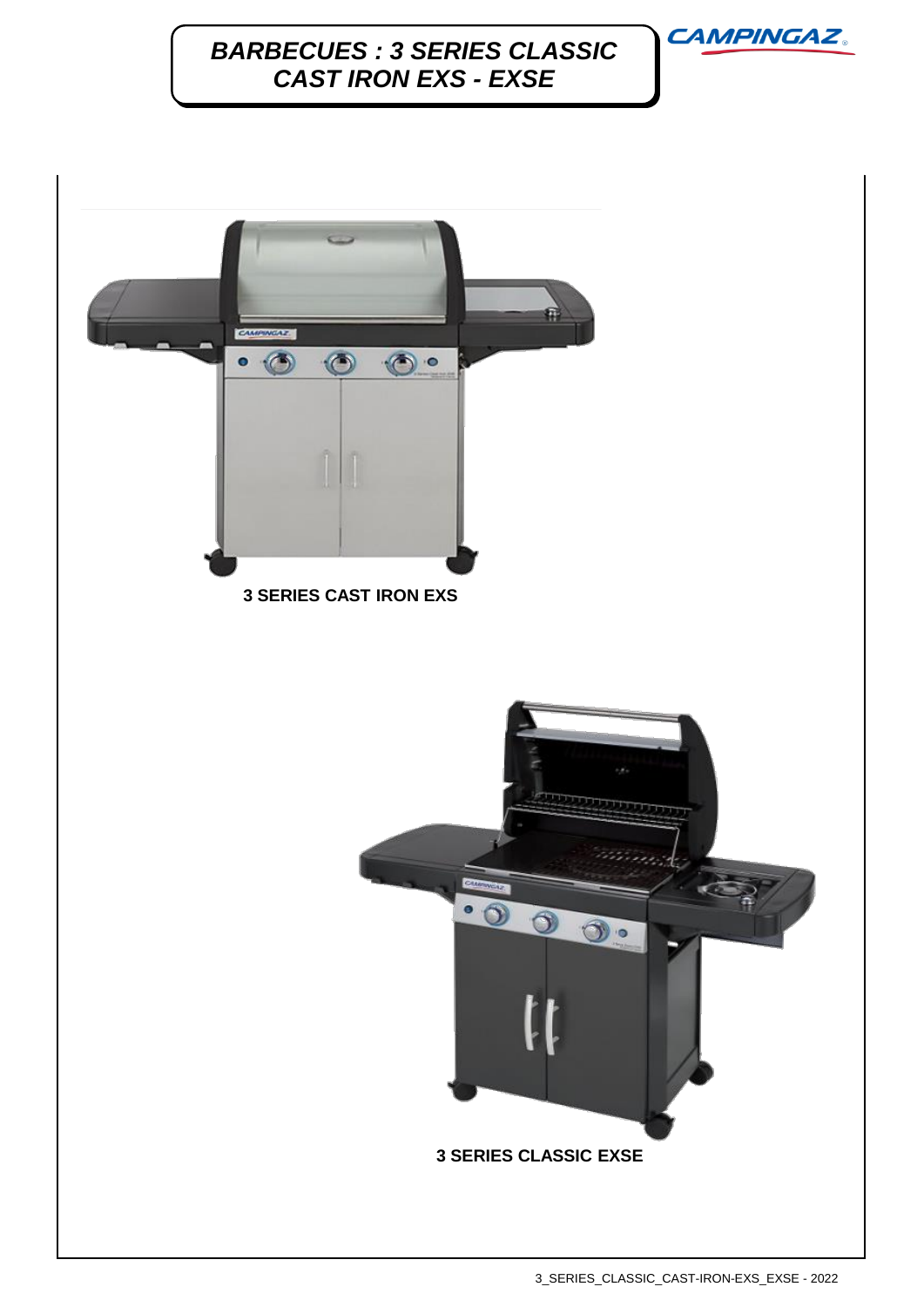# BARBECUES : 3 SERIES CLASSIC CAST IRON EXS - EXSE

3 SERIES CAST IRON EXS

3 SERIES CLASSIC EXSE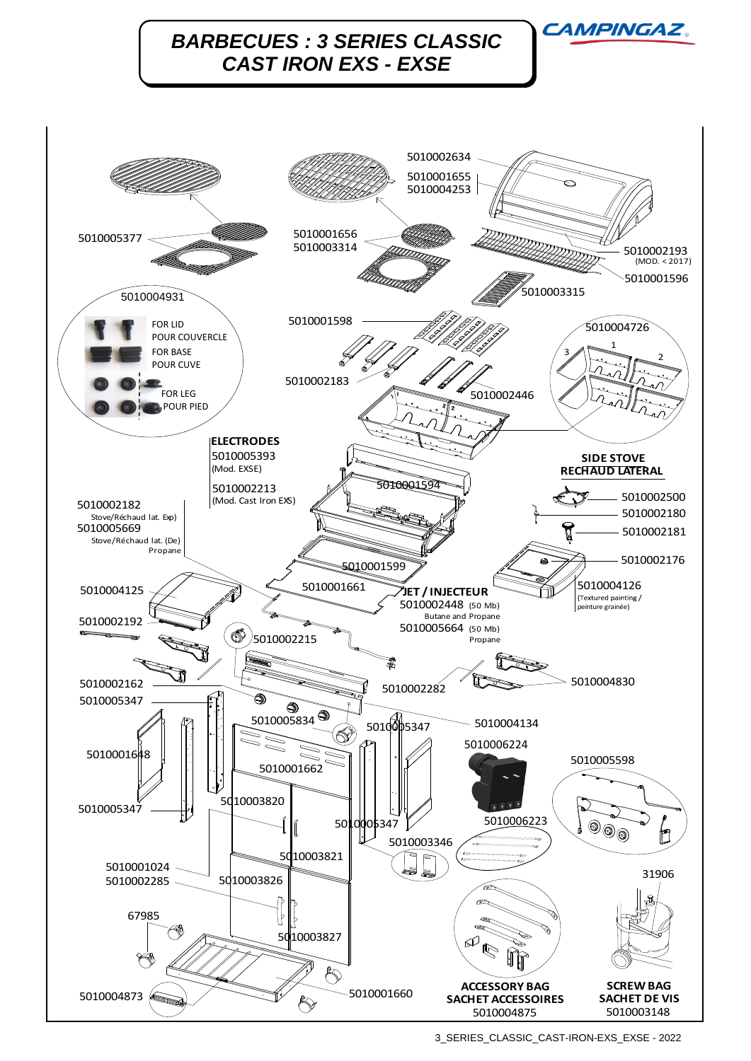# BARBECUES : 3 SERIES CLASSIC CAST IRON EXS - EXSE

CAMPINGAZ

5010002634
5010001655
5010004253

5010005377

5010001656
5010003314

5010002193
(MOD. < 2017)

5010001596

5010003315

5010004931

FOR LID
POUR COUVERCLE
FOR BASE
POUR CUVE
FOR LEG
POUR PIED

5010001598

5010004726

5010002183

5010002446

**ELECTRODES**
5010005393
(Mod. EXSE)

5010002213
(Mod. Cast Iron EXS)

5010001594

**SIDE STOVE**
**RECHAUD LATERAL**

5010002500
5010002180
5010002181
5010002176

5010002182
Stove/Réchaud lat. Exp)
5010005669
Stove/Réchaud lat. (De)
Propane

5010001599

5010004125

5010001661

**JET / INJECTEUR**
5010002448 (50 Mb)
Butane and Propane
5010005664 (50 Mb)
Propane

5010004126
(Textured painting / peinture grainée)

5010002192

5010002215

5010002162
5010005347

5010002282

5010004830

5010005834

5010005347

5010004134

5010006224

5010001648

5010001662

5010005598

5010005347

5010003820

5010005347

5010006223

5010003346

5010003821

5010001024
5010002285

5010003826

31906

67985

5010003827

5010004873

5010001660

**ACCESSORY BAG**
**SACHET ACCESSOIRES**
5010004875

**SCREW BAG**
**SACHET DE VIS**
5010003148

3_SERIES_CLASSIC_CAST-IRON-EXS_EXSE - 2022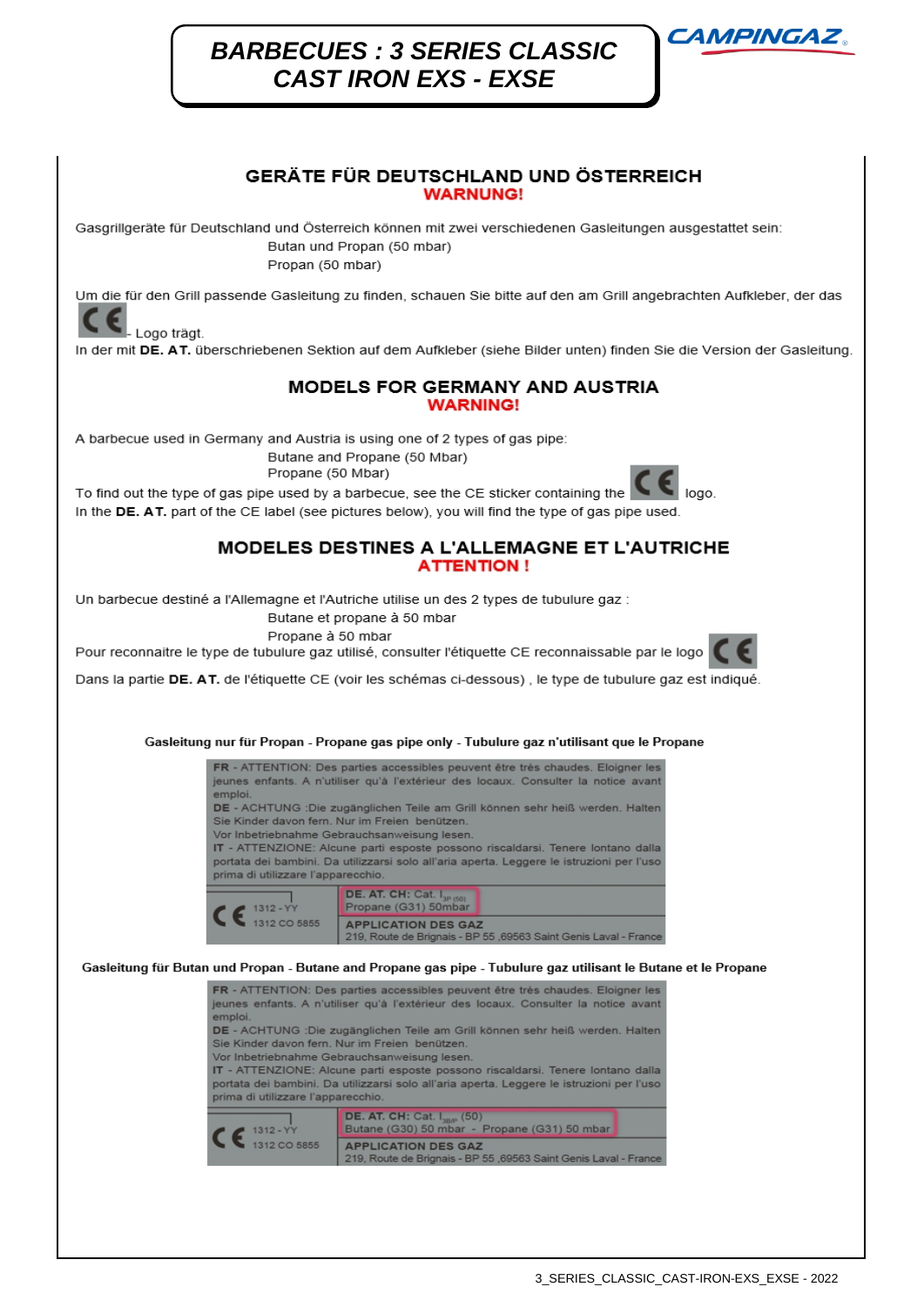# BARBECUES : 3 SERIES CLASSIC CAST IRON EXS - EXSE

CAMPINGAZ

## GERÄTE FÜR DEUTSCHLAND UND ÖSTERREICH

**WARNUNG!**

Gasgrillgeräte für Deutschland und Österreich können mit zwei verschiedenen Gasleitungen ausgestattet sein:

Butan und Propan (50 mbar)
Propan (50 mbar)

Um die für den Grill passende Gasleitung zu finden, schauen Sie bitte auf den am Grill angebrachten Aufkleber, der das CE - Logo trägt.
In der mit **DE. AT.** überschriebenen Sektion auf dem Aufkleber (siehe Bilder unten) finden Sie die Version der Gasleitung.

## MODELS FOR GERMANY AND AUSTRIA

**WARNING!**

A barbecue used in Germany and Austria is using one of 2 types of gas pipe:

Butane and Propane (50 Mbar)
Propane (50 Mbar)

To find out the type of gas pipe used by a barbecue, see the CE sticker containing the CE logo.
In the **DE. AT.** part of the CE label (see pictures below), you will find the type of gas pipe used.

## MODELES DESTINES A L'ALLEMAGNE ET L'AUTRICHE

**ATTENTION !**

Un barbecue destiné a l'Allemagne et l'Autriche utilise un des 2 types de tubulure gaz :

Butane et propane à 50 mbar
Propane à 50 mbar

Pour reconnaitre le type de tubulure gaz utilisé, consulter l'étiquette CE reconnaissable par le logo CE
Dans la partie **DE. AT.** de l'étiquette CE (voir les schémas ci-dessous) , le type de tubulure gaz est indiqué.

**Gasleitung nur für Propan - Propane gas pipe only - Tubulure gaz n'utilisant que le Propane**

**FR** - ATTENTION: Des parties accessibles peuvent être très chaudes. Eloigner les jeunes enfants. A n'utiliser qu'à l'extérieur des locaux. Consulter la notice avant emploi.
**DE** - ACHTUNG :Die zugänglichen Teile am Grill können sehr heiß werden. Halten Sie Kinder davon fern. Nur im Freien benützen.
Vor Inbetriebnahme Gebrauchsanweisung lesen.
**IT** - ATTENZIONE: Alcune parti esposte possono riscaldarsi. Tenere lontano dalla portata dei bambini. Da utilizzarsi solo all'aria aperta. Leggere le istruzioni per l'uso prima di utilizzare l'apparecchio.

CE 1312 - YY
1312 CO 5855

**DE. AT. CH:** Cat. $I_{3P\ (50)}$
Propane (G31) 50mbar

**APPLICATION DES GAZ**
219, Route de Brignais - BP 55 ,69563 Saint Genis Laval - France

**Gasleitung für Butan und Propan - Butane and Propane gas pipe - Tubulure gaz utilisant le Butane et le Propane**

**FR** - ATTENTION: Des parties accessibles peuvent être très chaudes. Eloigner les jeunes enfants. A n'utiliser qu'à l'extérieur des locaux. Consulter la notice avant emploi.
**DE** - ACHTUNG :Die zugänglichen Teile am Grill können sehr heiß werden. Halten Sie Kinder davon fern. Nur im Freien benützen.
Vor Inbetriebnahme Gebrauchsanweisung lesen.
**IT** - ATTENZIONE: Alcune parti esposte possono riscaldarsi. Tenere lontano dalla portata dei bambini. Da utilizzarsi solo all'aria aperta. Leggere le istruzioni per l'uso prima di utilizzare l'apparecchio.

CE 1312 - YY
1312 CO 5855

**DE. AT. CH:** Cat. $I_{3B/P}$ (50)
Butane (G30) 50 mbar - Propane (G31) 50 mbar

**APPLICATION DES GAZ**
219, Route de Brignais - BP 55 ,69563 Saint Genis Laval - France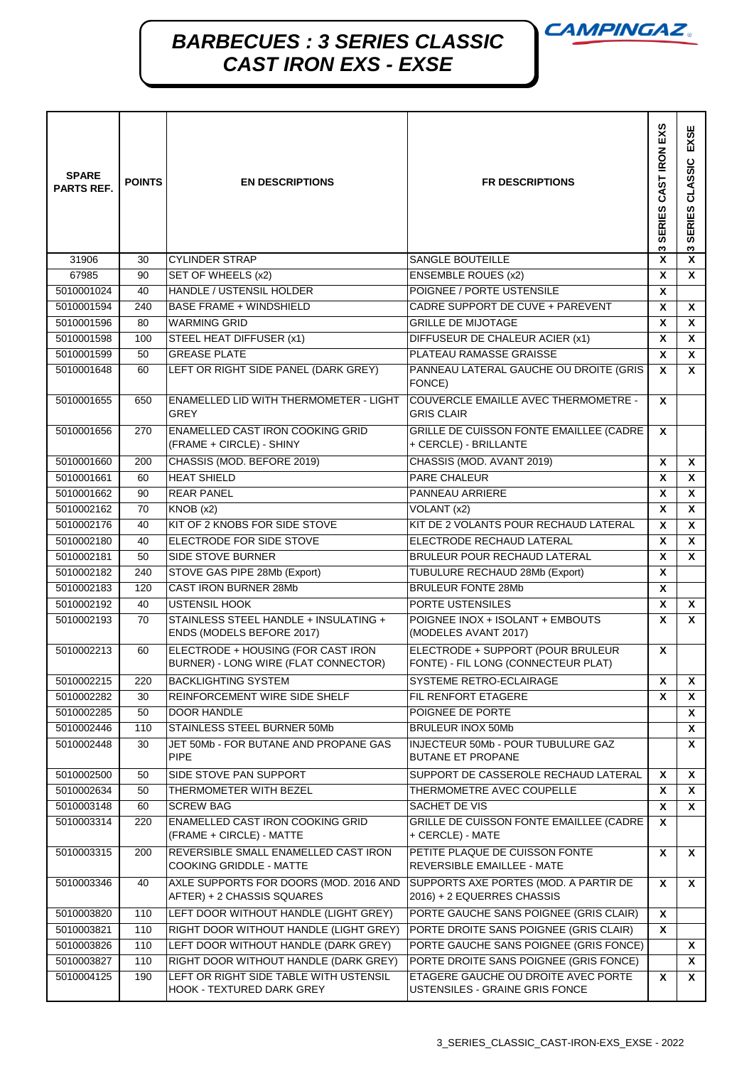# BARBECUES : 3 SERIES CLASSIC CAST IRON EXS - EXSE

CAMPINGAZ

| SPARE PARTS REF. | POINTS | EN DESCRIPTIONS | FR DESCRIPTIONS | 3 SERIES CAST IRON EXS | 3 SERIES CLASSIC EXSE |
|---|---|---|---|---|---|
| 31906 | 30 | CYLINDER STRAP | SANGLE BOUTEILLE | X | X |
| 67985 | 90 | SET OF WHEELS (x2) | ENSEMBLE ROUES (x2) | X | X |
| 5010001024 | 40 | HANDLE / USTENSIL HOLDER | POIGNEE / PORTE USTENSILE | X | |
| 5010001594 | 240 | BASE FRAME + WINDSHIELD | CADRE SUPPORT DE CUVE + PAREVENT | X | X |
| 5010001596 | 80 | WARMING GRID | GRILLE DE MIJOTAGE | X | X |
| 5010001598 | 100 | STEEL HEAT DIFFUSER (x1) | DIFFUSEUR DE CHALEUR ACIER (x1) | X | X |
| 5010001599 | 50 | GREASE PLATE | PLATEAU RAMASSE GRAISSE | X | X |
| 5010001648 | 60 | LEFT OR RIGHT SIDE PANEL (DARK GREY) | PANNEAU LATERAL GAUCHE OU DROITE (GRIS FONCE) | X | X |
| 5010001655 | 650 | ENAMELLED LID WITH THERMOMETER - LIGHT GREY | COUVERCLE EMAILLE AVEC THERMOMETRE - GRIS CLAIR | X | |
| 5010001656 | 270 | ENAMELLED CAST IRON COOKING GRID (FRAME + CIRCLE) - SHINY | GRILLE DE CUISSON FONTE EMAILLEE (CADRE + CERCLE) - BRILLANTE | X | |
| 5010001660 | 200 | CHASSIS (MOD. BEFORE 2019) | CHASSIS (MOD. AVANT 2019) | X | X |
| 5010001661 | 60 | HEAT SHIELD | PARE CHALEUR | X | X |
| 5010001662 | 90 | REAR PANEL | PANNEAU ARRIERE | X | X |
| 5010002162 | 70 | KNOB (x2) | VOLANT (x2) | X | X |
| 5010002176 | 40 | KIT OF 2 KNOBS FOR SIDE STOVE | KIT DE 2 VOLANTS POUR RECHAUD LATERAL | X | X |
| 5010002180 | 40 | ELECTRODE FOR SIDE STOVE | ELECTRODE RECHAUD LATERAL | X | X |
| 5010002181 | 50 | SIDE STOVE BURNER | BRULEUR POUR RECHAUD LATERAL | X | X |
| 5010002182 | 240 | STOVE GAS PIPE 28Mb (Export) | TUBULURE RECHAUD 28Mb (Export) | X | |
| 5010002183 | 120 | CAST IRON BURNER 28Mb | BRULEUR FONTE 28Mb | X | |
| 5010002192 | 40 | USTENSIL HOOK | PORTE USTENSILES | X | X |
| 5010002193 | 70 | STAINLESS STEEL HANDLE + INSULATING + ENDS (MODELS BEFORE 2017) | POIGNEE INOX + ISOLANT + EMBOUTS (MODELES AVANT 2017) | X | X |
| 5010002213 | 60 | ELECTRODE + HOUSING (FOR CAST IRON BURNER) - LONG WIRE (FLAT CONNECTOR) | ELECTRODE + SUPPORT (POUR BRULEUR FONTE) - FIL LONG (CONNECTEUR PLAT) | X | |
| 5010002215 | 220 | BACKLIGHTING SYSTEM | SYSTEME RETRO-ECLAIRAGE | X | X |
| 5010002282 | 30 | REINFORCEMENT WIRE SIDE SHELF | FIL RENFORT ETAGERE | X | X |
| 5010002285 | 50 | DOOR HANDLE | POIGNEE DE PORTE | | X |
| 5010002446 | 110 | STAINLESS STEEL BURNER 50Mb | BRULEUR INOX 50Mb | | X |
| 5010002448 | 30 | JET 50Mb - FOR BUTANE AND PROPANE GAS PIPE | INJECTEUR 50Mb - POUR TUBULURE GAZ BUTANE ET PROPANE | | X |
| 5010002500 | 50 | SIDE STOVE PAN SUPPORT | SUPPORT DE CASSEROLE RECHAUD LATERAL | X | X |
| 5010002634 | 50 | THERMOMETER WITH BEZEL | THERMOMETRE AVEC COUPELLE | X | X |
| 5010003148 | 60 | SCREW BAG | SACHET DE VIS | X | X |
| 5010003314 | 220 | ENAMELLED CAST IRON COOKING GRID (FRAME + CIRCLE) - MATTE | GRILLE DE CUISSON FONTE EMAILLEE (CADRE + CERCLE) - MATE | X | |
| 5010003315 | 200 | REVERSIBLE SMALL ENAMELLED CAST IRON COOKING GRIDDLE - MATTE | PETITE PLAQUE DE CUISSON FONTE REVERSIBLE EMAILLEE - MATE | X | X |
| 5010003346 | 40 | AXLE SUPPORTS FOR DOORS (MOD. 2016 AND AFTER) + 2 CHASSIS SQUARES | SUPPORTS AXE PORTES (MOD. A PARTIR DE 2016) + 2 EQUERRES CHASSIS | X | X |
| 5010003820 | 110 | LEFT DOOR WITHOUT HANDLE (LIGHT GREY) | PORTE GAUCHE SANS POIGNEE (GRIS CLAIR) | X | |
| 5010003821 | 110 | RIGHT DOOR WITHOUT HANDLE (LIGHT GREY) | PORTE DROITE SANS POIGNEE (GRIS CLAIR) | X | |
| 5010003826 | 110 | LEFT DOOR WITHOUT HANDLE (DARK GREY) | PORTE GAUCHE SANS POIGNEE (GRIS FONCE) | | X |
| 5010003827 | 110 | RIGHT DOOR WITHOUT HANDLE (DARK GREY) | PORTE DROITE SANS POIGNEE (GRIS FONCE) | | X |
| 5010004125 | 190 | LEFT OR RIGHT SIDE TABLE WITH USTENSIL HOOK - TEXTURED DARK GREY | ETAGERE GAUCHE OU DROITE AVEC PORTE USTENSILES - GRAINE GRIS FONCE | X | X |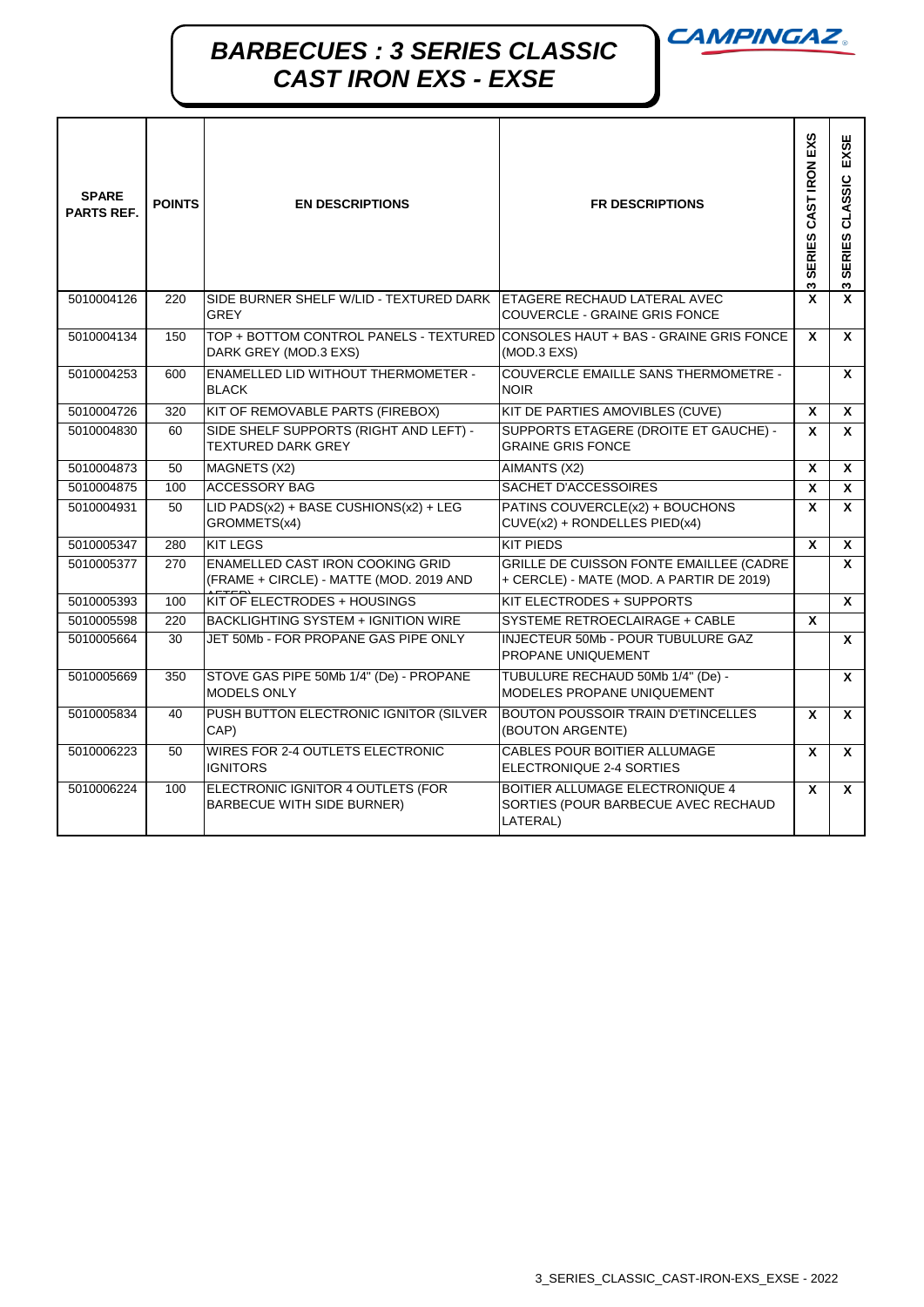# BARBECUES : 3 SERIES CLASSIC CAST IRON EXS - EXSE

CAMPINGAZ

| SPARE PARTS REF. | POINTS | EN DESCRIPTIONS | FR DESCRIPTIONS | 3 SERIES CAST IRON EXS | 3 SERIES CLASSIC EXSE |
|---|---|---|---|---|---|
| 5010004126 | 220 | SIDE BURNER SHELF W/LID - TEXTURED DARK GREY | ETAGERE RECHAUD LATERAL AVEC COUVERCLE - GRAINE GRIS FONCE | X | X |
| 5010004134 | 150 | TOP + BOTTOM CONTROL PANELS - TEXTURED DARK GREY (MOD.3 EXS) | CONSOLES HAUT + BAS - GRAINE GRIS FONCE (MOD.3 EXS) | X | X |
| 5010004253 | 600 | ENAMELLED LID WITHOUT THERMOMETER - BLACK | COUVERCLE EMAILLE SANS THERMOMETRE - NOIR | | X |
| 5010004726 | 320 | KIT OF REMOVABLE PARTS (FIREBOX) | KIT DE PARTIES AMOVIBLES (CUVE) | X | X |
| 5010004830 | 60 | SIDE SHELF SUPPORTS (RIGHT AND LEFT) - TEXTURED DARK GREY | SUPPORTS ETAGERE (DROITE ET GAUCHE) - GRAINE GRIS FONCE | X | X |
| 5010004873 | 50 | MAGNETS (X2) | AIMANTS (X2) | X | X |
| 5010004875 | 100 | ACCESSORY BAG | SACHET D'ACCESSOIRES | X | X |
| 5010004931 | 50 | LID PADS(x2) + BASE CUSHIONS(x2) + LEG GROMMETS(x4) | PATINS COUVERCLE(x2) + BOUCHONS CUVE(x2) + RONDELLES PIED(x4) | X | X |
| 5010005347 | 280 | KIT LEGS | KIT PIEDS | X | X |
| 5010005377 | 270 | ENAMELLED CAST IRON COOKING GRID (FRAME + CIRCLE) - MATTE (MOD. 2019 AND AFTER) | GRILLE DE CUISSON FONTE EMAILLEE (CADRE + CERCLE) - MATE (MOD. A PARTIR DE 2019) | | X |
| 5010005393 | 100 | KIT OF ELECTRODES + HOUSINGS | KIT ELECTRODES + SUPPORTS | | X |
| 5010005598 | 220 | BACKLIGHTING SYSTEM + IGNITION WIRE | SYSTEME RETROECLAIRAGE + CABLE | X | |
| 5010005664 | 30 | JET 50Mb - FOR PROPANE GAS PIPE ONLY | INJECTEUR 50Mb - POUR TUBULURE GAZ PROPANE UNIQUEMENT | | X |
| 5010005669 | 350 | STOVE GAS PIPE 50Mb 1/4" (De) - PROPANE MODELS ONLY | TUBULURE RECHAUD 50Mb 1/4" (De) - MODELES PROPANE UNIQUEMENT | | X |
| 5010005834 | 40 | PUSH BUTTON ELECTRONIC IGNITOR (SILVER CAP) | BOUTON POUSSOIR TRAIN D'ETINCELLES (BOUTON ARGENTE) | X | X |
| 5010006223 | 50 | WIRES FOR 2-4 OUTLETS ELECTRONIC IGNITORS | CABLES POUR BOITIER ALLUMAGE ELECTRONIQUE 2-4 SORTIES | X | X |
| 5010006224 | 100 | ELECTRONIC IGNITOR 4 OUTLETS (FOR BARBECUE WITH SIDE BURNER) | BOITIER ALLUMAGE ELECTRONIQUE 4 SORTIES (POUR BARBECUE AVEC RECHAUD LATERAL) | X | X |